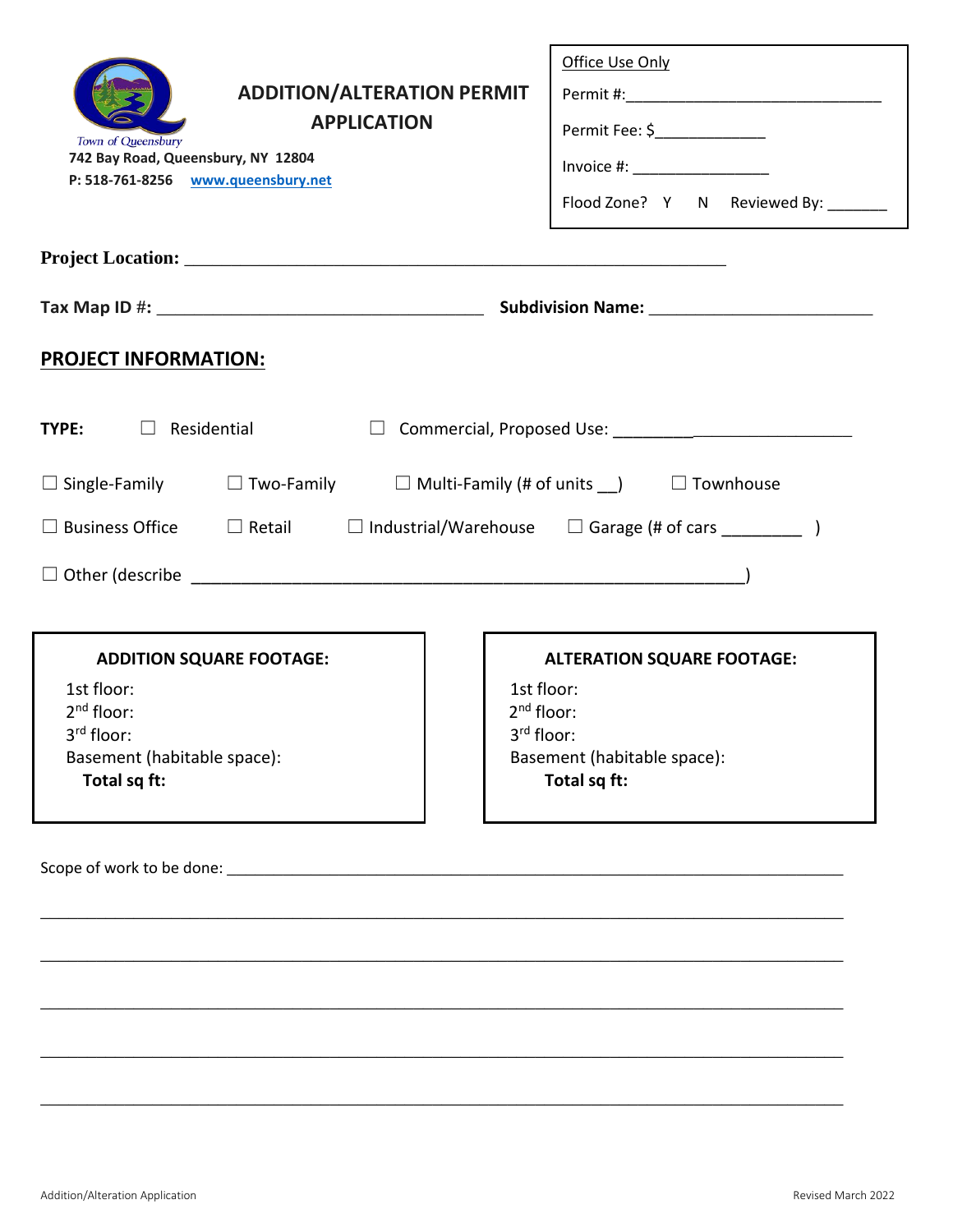Town of Queensbury
742 Bay Road, Queensbury, NY 12804
P: 518-761-8256 www.queensbury.net

# ADDITION/ALTERATION PERMIT APPLICATION

| Office Use Only |
|---|
| Permit #:______________________________ |
| Permit Fee: $_____________ |
| Invoice #: ________________ |
| Flood Zone? Y N Reviewed By: _______ |

**Project Location:** ____________________________________________________________

**Tax Map ID #:** ____________________________________ **Subdivision Name:** ________________________

## PROJECT INFORMATION:

**TYPE:** ☐ Residential ☐ Commercial, Proposed Use: ___________________________

☐ Single-Family ☐ Two-Family ☐ Multi-Family (# of units __) ☐ Townhouse

☐ Business Office ☐ Retail ☐ Industrial/Warehouse ☐ Garage (# of cars _________ )

☐ Other (describe _____________________________________________________________)

| ADDITION SQUARE FOOTAGE: | ALTERATION SQUARE FOOTAGE: |
|---|---|
| 1st floor: | 1st floor: |
| 2nd floor: | 2nd floor: |
| 3rd floor: | 3rd floor: |
| Basement (habitable space): | Basement (habitable space): |
| **Total sq ft:** | **Total sq ft:** |

Scope of work to be done: ___________________________________________________________________

_____________________________________________________________________________________

_____________________________________________________________________________________

_____________________________________________________________________________________

_____________________________________________________________________________________

_____________________________________________________________________________________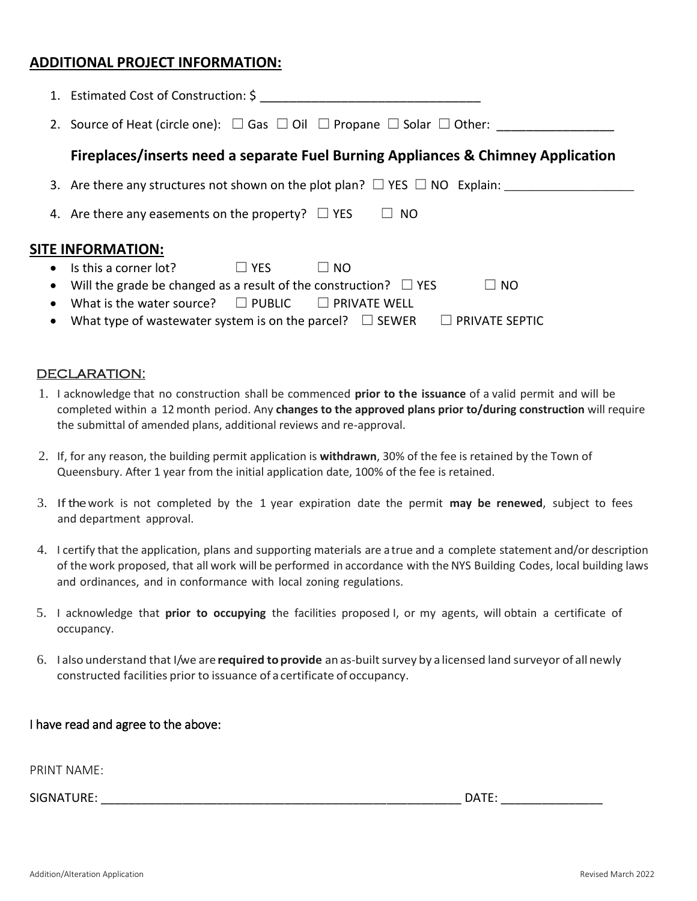## ADDITIONAL PROJECT INFORMATION:

1. Estimated Cost of Construction: $ _______________________________
2. Source of Heat (circle one): ☐ Gas ☐ Oil ☐ Propane ☐ Solar ☐ Other: ________________

**Fireplaces/inserts need a separate Fuel Burning Appliances & Chimney Application**

3. Are there any structures not shown on the plot plan? ☐ YES ☐ NO Explain: ___________________
4. Are there any easements on the property? ☐ YES ☐ NO

## SITE INFORMATION:

- Is this a corner lot? ☐ YES ☐ NO
- Will the grade be changed as a result of the construction? ☐ YES ☐ NO
- What is the water source? ☐ PUBLIC ☐ PRIVATE WELL
- What type of wastewater system is on the parcel? ☐ SEWER ☐ PRIVATE SEPTIC

## DECLARATION:

1. I acknowledge that no construction shall be commenced **prior to the issuance** of a valid permit and will be completed within a 12 month period. Any **changes to the approved plans prior to/during construction** will require the submittal of amended plans, additional reviews and re-approval.
2. If, for any reason, the building permit application is **withdrawn**, 30% of the fee is retained by the Town of Queensbury. After 1 year from the initial application date, 100% of the fee is retained.
3. If the work is not completed by the 1 year expiration date the permit **may be renewed**, subject to fees and department approval.
4. I certify that the application, plans and supporting materials are a true and a complete statement and/or description of the work proposed, that all work will be performed in accordance with the NYS Building Codes, local building laws and ordinances, and in conformance with local zoning regulations.
5. I acknowledge that **prior to occupying** the facilities proposed I, or my agents, will obtain a certificate of occupancy.
6. I also understand that I/we are **required to provide** an as-built survey by a licensed land surveyor of all newly constructed facilities prior to issuance of a certificate of occupancy.

I have read and agree to the above:

PRINT NAME:

SIGNATURE: ______________________________________________________ DATE: _______________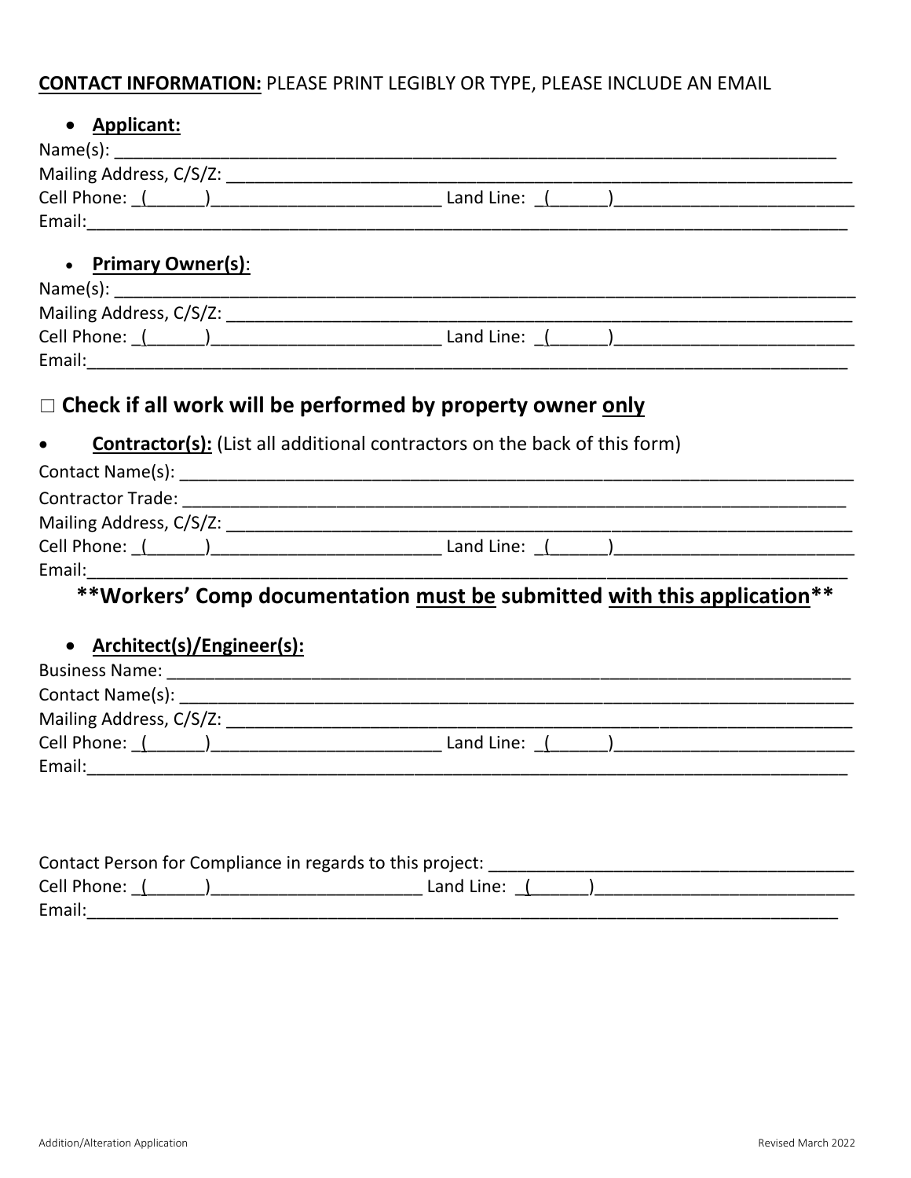**CONTACT INFORMATION:** PLEASE PRINT LEGIBLY OR TYPE, PLEASE INCLUDE AN EMAIL

- **Applicant:**

Name(s): ___________________________________________________________________________

Mailing Address, C/S/Z: ______________________________________________________________

Cell Phone: _(______)________________________ Land Line: _(______)_________________________

Email:_______________________________________________________________________________

- **Primary Owner(s)**:

Name(s): ___________________________________________________________________________

Mailing Address, C/S/Z: ______________________________________________________________

Cell Phone: _(______)________________________ Land Line: _(______)_________________________

Email:_______________________________________________________________________________

## □ Check if all work will be performed by property owner only

- **Contractor(s):** (List all additional contractors on the back of this form)

Contact Name(s): ____________________________________________________________________

Contractor Trade: ____________________________________________________________________

Mailing Address, C/S/Z: ______________________________________________________________

Cell Phone: _(______)________________________ Land Line: _(______)_________________________

Email:_______________________________________________________________________________

**\*\*Workers' Comp documentation must be submitted with this application\*\***

- **Architect(s)/Engineer(s):**

Business Name: _____________________________________________________________________

Contact Name(s): ____________________________________________________________________

Mailing Address, C/S/Z: ______________________________________________________________

Cell Phone: _(______)________________________ Land Line: _(______)_________________________

Email:_______________________________________________________________________________

Contact Person for Compliance in regards to this project: _______________________________________

Cell Phone: _(______)______________________ Land Line: _(______)___________________________

Email:______________________________________________________________________________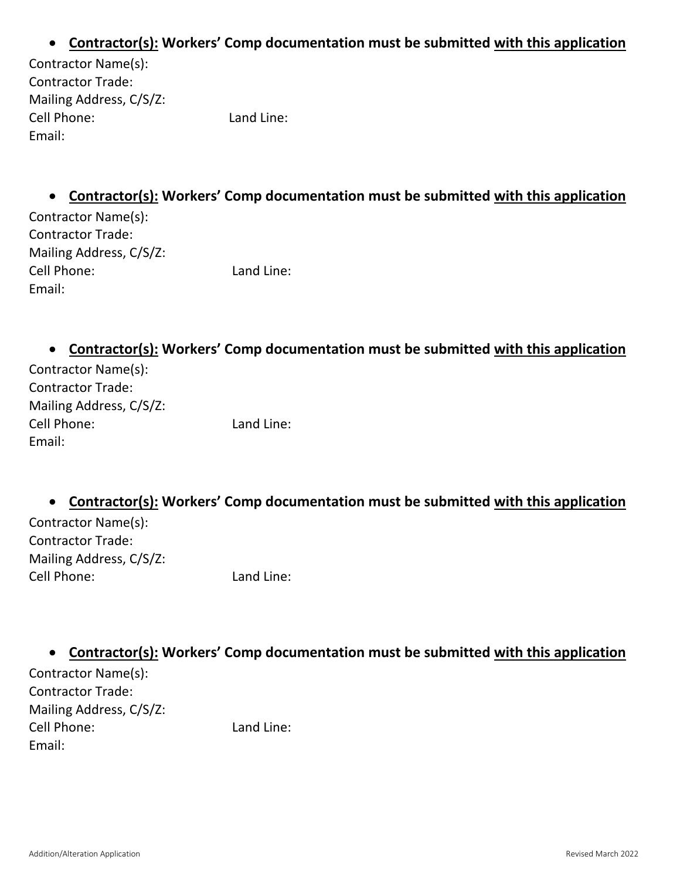- **Contractor(s): Workers' Comp documentation must be submitted with this application**

Contractor Name(s):
Contractor Trade:
Mailing Address, C/S/Z:
Cell Phone: Land Line:
Email:

- **Contractor(s): Workers' Comp documentation must be submitted with this application**

Contractor Name(s):
Contractor Trade:
Mailing Address, C/S/Z:
Cell Phone: Land Line:
Email:

- **Contractor(s): Workers' Comp documentation must be submitted with this application**

Contractor Name(s):
Contractor Trade:
Mailing Address, C/S/Z:
Cell Phone: Land Line:
Email:

- **Contractor(s): Workers' Comp documentation must be submitted with this application**

Contractor Name(s):
Contractor Trade:
Mailing Address, C/S/Z:
Cell Phone: Land Line:

- **Contractor(s): Workers' Comp documentation must be submitted with this application**

Contractor Name(s):
Contractor Trade:
Mailing Address, C/S/Z:
Cell Phone: Land Line:
Email: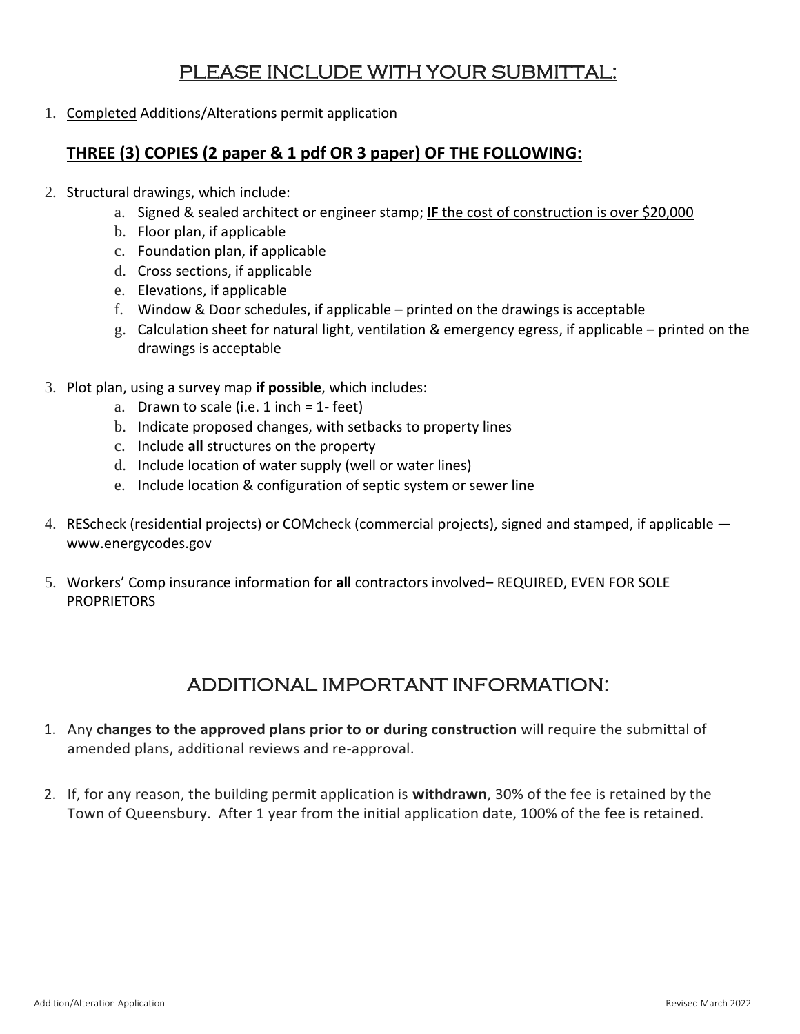## PLEASE INCLUDE WITH YOUR SUBMITTAL:

1. Completed Additions/Alterations permit application

### THREE (3) COPIES (2 paper & 1 pdf OR 3 paper) OF THE FOLLOWING:

2. Structural drawings, which include:
   a. Signed & sealed architect or engineer stamp; **IF** the cost of construction is over $20,000
   b. Floor plan, if applicable
   c. Foundation plan, if applicable
   d. Cross sections, if applicable
   e. Elevations, if applicable
   f. Window & Door schedules, if applicable – printed on the drawings is acceptable
   g. Calculation sheet for natural light, ventilation & emergency egress, if applicable – printed on the drawings is acceptable

3. Plot plan, using a survey map **if possible**, which includes:
   a. Drawn to scale (i.e. 1 inch = 1- feet)
   b. Indicate proposed changes, with setbacks to property lines
   c. Include **all** structures on the property
   d. Include location of water supply (well or water lines)
   e. Include location & configuration of septic system or sewer line

4. REScheck (residential projects) or COMcheck (commercial projects), signed and stamped, if applicable — www.energycodes.gov

5. Workers' Comp insurance information for **all** contractors involved– REQUIRED, EVEN FOR SOLE PROPRIETORS

## ADDITIONAL IMPORTANT INFORMATION:

1. Any **changes to the approved plans prior to or during construction** will require the submittal of amended plans, additional reviews and re-approval.

2. If, for any reason, the building permit application is **withdrawn**, 30% of the fee is retained by the Town of Queensbury. After 1 year from the initial application date, 100% of the fee is retained.